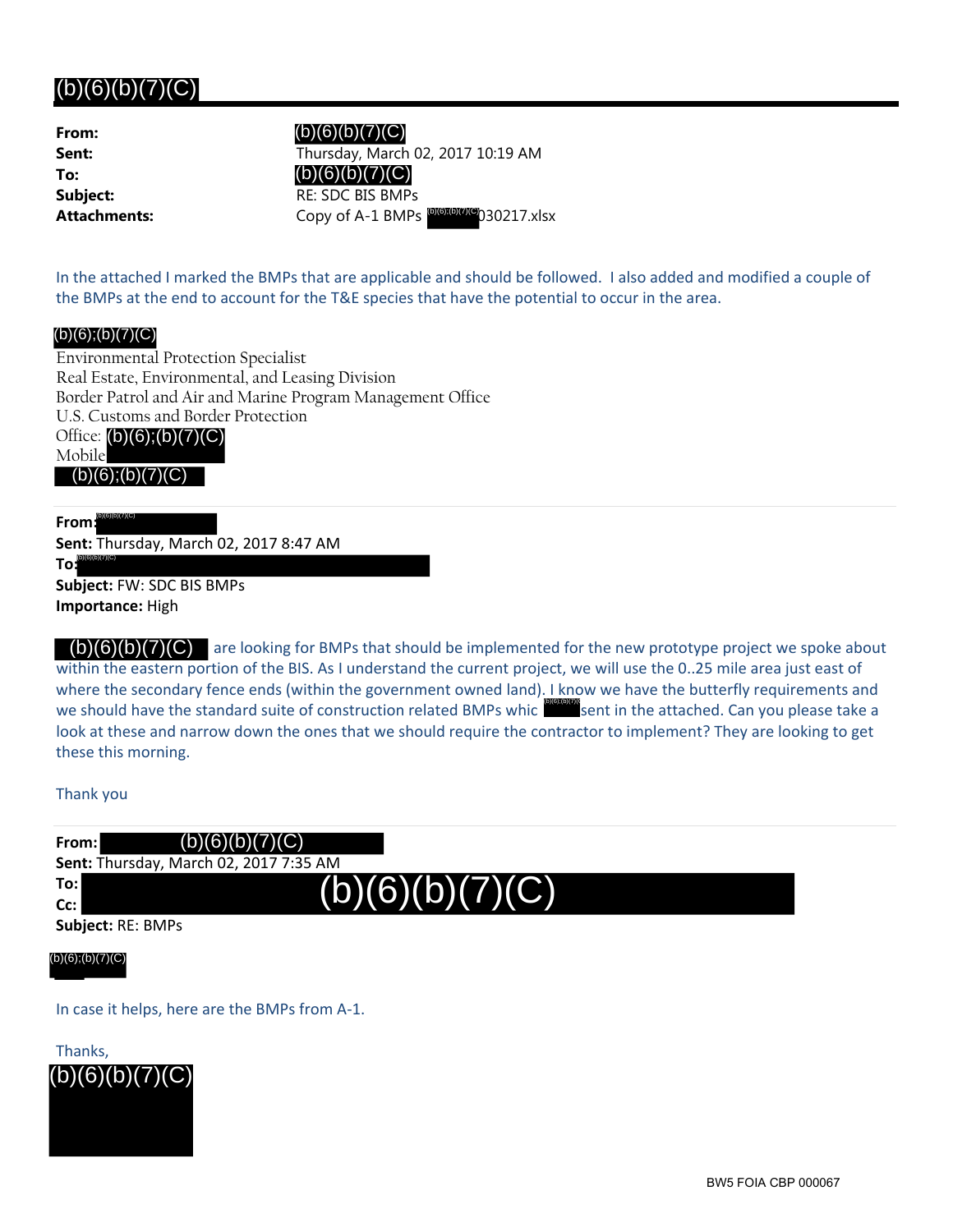(b)(6)(b)(7)(C)

**From:** (b)(6)(b)(7)(C)
**Sent:** Thursday, March 02, 2017 10:19 AM
**To:** (b)(6)(b)(7)(C)
**Subject:** RE: SDC BIS BMPs
**Attachments:** Copy of A-1 BMPs (b)(6);(b)(7)(C)030217.xlsx

In the attached I marked the BMPs that are applicable and should be followed. I also added and modified a couple of the BMPs at the end to account for the T&E species that have the potential to occur in the area.

(b)(6);(b)(7)(C)
Environmental Protection Specialist
Real Estate, Environmental, and Leasing Division
Border Patrol and Air and Marine Program Management Office
U.S. Customs and Border Protection
Office: (b)(6);(b)(7)(C)
Mobile
(b)(6);(b)(7)(C)

---

**From:** (b)(6)(b)(7)(C)
**Sent:** Thursday, March 02, 2017 8:47 AM
**To:** (b)(6)(b)(7)(C)
**Subject:** FW: SDC BIS BMPs
**Importance:** High

(b)(6)(b)(7)(C) are looking for BMPs that should be implemented for the new prototype project we spoke about within the eastern portion of the BIS. As I understand the current project, we will use the 0..25 mile area just east of where the secondary fence ends (within the government owned land). I know we have the butterfly requirements and we should have the standard suite of construction related BMPs whic (b)(6);(b)(7)(C) sent in the attached. Can you please take a look at these and narrow down the ones that we should require the contractor to implement? They are looking to get these this morning.

Thank you

---

**From:** (b)(6)(b)(7)(C)
**Sent:** Thursday, March 02, 2017 7:35 AM
**To:** (b)(6)(b)(7)(C)
**Cc:**
**Subject:** RE: BMPs

(b)(6);(b)(7)(C)

In case it helps, here are the BMPs from A-1.

Thanks,
(b)(6)(b)(7)(C)

BW5 FOIA CBP 000067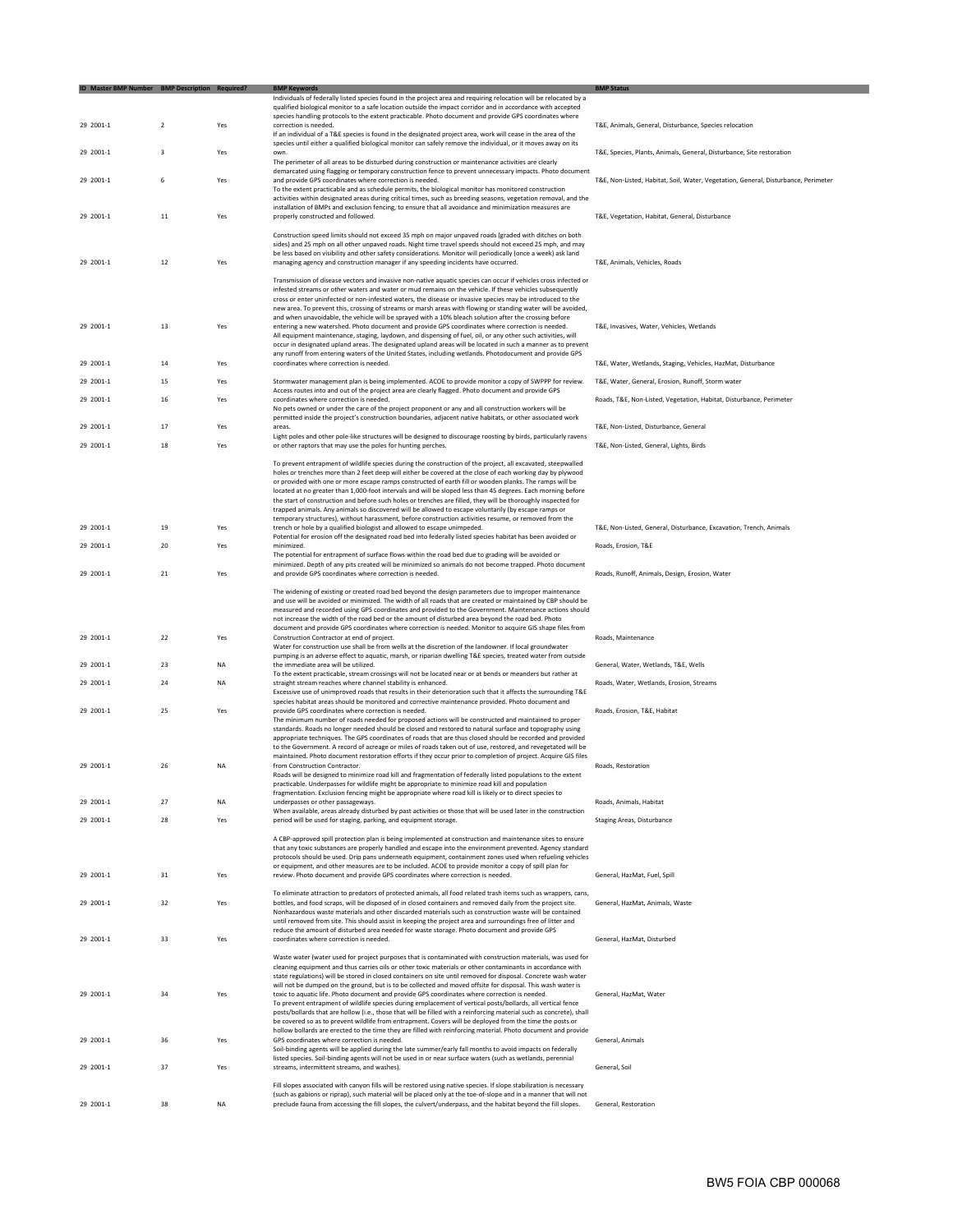| ID | Master BMP Number | BMP Description | Required? | BMP Keywords | BMP Status |
|---|---|---|---|---|---|
| 29 | 2001-1 | 2 | Yes | Individuals of federally listed species found in the project area and requiring relocation will be relocated by a qualified biological monitor to a safe location outside the impact corridor and in accordance with accepted species handling protocols to the extent practicable. Photo document and provide GPS coordinates where correction is needed. | T&E, Animals, General, Disturbance, Species relocation |
| 29 | 2001-1 | 3 | Yes | If an individual of a T&E species is found in the designated project area, work will cease in the area of the species until either a qualified biological monitor can safely remove the individual, or it moves away on its own. | T&E, Species, Plants, Animals, General, Disturbance, Site restoration |
| 29 | 2001-1 | 6 | Yes | The perimeter of all areas to be disturbed during construction or maintenance activities are clearly demarcated using flagging or temporary construction fence to prevent unnecessary impacts. Photo document and provide GPS coordinates where correction is needed. | T&E, Non-Listed, Habitat, Soil, Water, Vegetation, General, Disturbance, Perimeter |
| 29 | 2001-1 | 11 | Yes | To the extent practicable and as schedule permits, the biological monitor has monitored construction activities within designated areas during critical times, such as breeding seasons, vegetation removal, and the installation of BMPs and exclusion fencing, to ensure that all avoidance and minimization measures are properly constructed and followed. | T&E, Vegetation, Habitat, General, Disturbance |
| 29 | 2001-1 | 12 | Yes | Construction speed limits should not exceed 35 mph on major unpaved roads (graded with ditches on both sides) and 25 mph on all other unpaved roads. Night time travel speeds should not exceed 25 mph, and may be less based on visibility and other safety considerations. Monitor will periodically (once a week) ask land managing agency and construction manager if any speeding incidents have occurred. | T&E, Animals, Vehicles, Roads |
| 29 | 2001-1 | 13 | Yes | Transmission of disease vectors and invasive non-native aquatic species can occur if vehicles cross infected or infested streams or other waters and water or mud remains on the vehicle. If these vehicles subsequently cross or enter uninfected or non-infested waters, the disease or invasive species may be introduced to the new area. To prevent this, crossing of streams or marsh areas with flowing or standing water will be avoided, and when unavoidable, the vehicle will be sprayed with a 10% bleach solution after the crossing before entering a new watershed. Photo document and provide GPS coordinates where correction is needed. | T&E, Invasives, Water, Vehicles, Wetlands |
| 29 | 2001-1 | 14 | Yes | All equipment maintenance, staging, laydown, and dispensing of fuel, oil, or any other such activities, will occur in designated upland areas. The designated upland areas will be located in such a manner as to prevent any runoff from entering waters of the United States, including wetlands. Photodocument and provide GPS coordinates where correction is needed. | T&E, Water, Wetlands, Staging, Vehicles, HazMat, Disturbance |
| 29 | 2001-1 | 15 | Yes | Stormwater management plan is being implemented. ACOE to provide monitor a copy of SWPPP for review. | T&E, Water, General, Erosion, Runoff, Storm water |
| 29 | 2001-1 | 16 | Yes | Access routes into and out of the project area are clearly flagged. Photo document and provide GPS coordinates where correction is needed. | Roads, T&E, Non-Listed, Vegetation, Habitat, Disturbance, Perimeter |
| 29 | 2001-1 | 17 | Yes | No pets owned or under the care of the project proponent or any and all construction workers will be permitted inside the project's construction boundaries, adjacent native habitats, or other associated work areas. | T&E, Non-Listed, Disturbance, General |
| 29 | 2001-1 | 18 | Yes | Light poles and other pole-like structures will be designed to discourage roosting by birds, particularly ravens or other raptors that may use the poles for hunting perches. | T&E, Non-Listed, General, Lights, Birds |
| 29 | 2001-1 | 19 | Yes | To prevent entrapment of wildlife species during the construction of the project, all excavated, steepwalled holes or trenches more than 2 feet deep will either be covered at the close of each working day by plywood or provided with one or more escape ramps constructed of earth fill or wooden planks. The ramps will be located at no greater than 1,000-foot intervals and will be sloped less than 45 degrees. Each morning before the start of construction and before such holes or trenches are filled, they will be thoroughly inspected for trapped animals. Any animals so discovered will be allowed to escape voluntarily (by escape ramps or temporary structures), without harassment, before construction activities resume, or removed from the trench or hole by a qualified biologist and allowed to escape unimpeded. | T&E, Non-Listed, General, Disturbance, Excavation, Trench, Animals |
| 29 | 2001-1 | 20 | Yes | Potential for erosion off the designated road bed into federally listed species habitat has been avoided or minimized. | Roads, Erosion, T&E |
| 29 | 2001-1 | 21 | Yes | The potential for entrapment of surface flows within the road bed due to grading will be avoided or minimized. Depth of any pits created will be minimized so animals do not become trapped. Photo document and provide GPS coordinates where correction is needed. | Roads, Runoff, Animals, Design, Erosion, Water |
| 29 | 2001-1 | 22 | Yes | The widening of existing or created road bed beyond the design parameters due to improper maintenance and use will be avoided or minimized. The width of all roads that are created or maintained by CBP should be measured and recorded using GPS coordinates and provided to the Government. Maintenance actions should not increase the width of the road bed or the amount of disturbed area beyond the road bed. Photo document and provide GPS coordinates where correction is needed. Monitor to acquire GIS shape files from Construction Contractor at end of project. | Roads, Maintenance |
| 29 | 2001-1 | 23 | NA | Water for construction use shall be from wells at the discretion of the landowner. If local groundwater pumping is an adverse effect to aquatic, marsh, or riparian dwelling T&E species, treated water from outside the immediate area will be utilized. | General, Water, Wetlands, T&E, Wells |
| 29 | 2001-1 | 24 | NA | To the extent practicable, stream crossings will not be located near or at bends or meanders but rather at straight stream reaches where channel stability is enhanced. | Roads, Water, Wetlands, Erosion, Streams |
| 29 | 2001-1 | 25 | Yes | Excessive use of unimproved roads that results in their deterioration such that it affects the surrounding T&E species habitat areas should be monitored and corrective maintenance provided. Photo document and provide GPS coordinates where correction is needed. | Roads, Erosion, T&E, Habitat |
| 29 | 2001-1 | 26 | NA | The minimum number of roads needed for proposed actions will be constructed and maintained to proper standards. Roads no longer needed should be closed and restored to natural surface and topography using appropriate techniques. The GPS coordinates of roads that are thus closed should be recorded and provided to the Government. A record of acreage or miles of roads taken out of use, restored, and revegetated will be maintained. Photo document restoration efforts if they occur prior to completion of project. Acquire GIS files from Construction Contractor. | Roads, Restoration |
| 29 | 2001-1 | 27 | NA | Roads will be designed to minimize road kill and fragmentation of federally listed populations to the extent practicable. Underpasses for wildlife might be appropriate to minimize road kill and population fragmentation. Exclusion fencing might be appropriate where road kill is likely or to direct species to underpasses or other passageways. | Roads, Animals, Habitat |
| 29 | 2001-1 | 28 | Yes | When available, areas already disturbed by past activities or those that will be used later in the construction period will be used for staging, parking, and equipment storage. | Staging Areas, Disturbance |
| 29 | 2001-1 | 31 | Yes | A CBP-approved spill protection plan is being implemented at construction and maintenance sites to ensure that any toxic substances are properly handled and escape into the environment prevented. Agency standard protocols should be used. Drip pans underneath equipment, containment zones used when refueling vehicles or equipment, and other measures are to be included. ACOE to provide monitor a copy of spill plan for review. Photo document and provide GPS coordinates where correction is needed. | General, HazMat, Fuel, Spill |
| 29 | 2001-1 | 32 | Yes | To eliminate attraction to predators of protected animals, all food related trash items such as wrappers, cans, bottles, and food scraps, will be disposed of in closed containers and removed daily from the project site. | General, HazMat, Animals, Waste |
| 29 | 2001-1 | 33 | Yes | Nonhazardous waste materials and other discarded materials such as construction waste will be contained until removed from site. This should assist in keeping the project area and surroundings free of litter and reduce the amount of disturbed area needed for waste storage. Photo document and provide GPS coordinates where correction is needed. | General, HazMat, Disturbed |
| 29 | 2001-1 | 34 | Yes | Waste water (water used for project purposes that is contaminated with construction materials, was used for cleaning equipment and thus carries oils or other toxic materials or other contaminants in accordance with state regulations) will be stored in closed containers on site until removed for disposal. Concrete wash water will not be dumped on the ground, but is to be collected and moved offsite for disposal. This wash water is toxic to aquatic life. Photo document and provide GPS coordinates where correction is needed. | General, HazMat, Water |
| 29 | 2001-1 | 36 | Yes | To prevent entrapment of wildlife species during emplacement of vertical posts/bollards, all vertical fence posts/bollards that are hollow (i.e., those that will be filled with a reinforcing material such as concrete), shall be covered so as to prevent wildlife from entrapment. Covers will be deployed from the time the posts or hollow bollards are erected to the time they are filled with reinforcing material. Photo document and provide GPS coordinates where correction is needed. | General, Animals |
| 29 | 2001-1 | 37 | Yes | Soil-binding agents will be applied during the late summer/early fall months to avoid impacts on federally listed species. Soil-binding agents will not be used in or near surface waters (such as wetlands, perennial streams, intermittent streams, and washes). | General, Soil |
| 29 | 2001-1 | 38 | NA | Fill slopes associated with canyon fills will be restored using native species. If slope stabilization is necessary (such as gabions or riprap), such material will be placed only at the toe-of-slope and in a manner that will not preclude fauna from accessing the fill slopes, the culvert/underpass, and the habitat beyond the fill slopes. | General, Restoration |

BW5 FOIA CBP 000068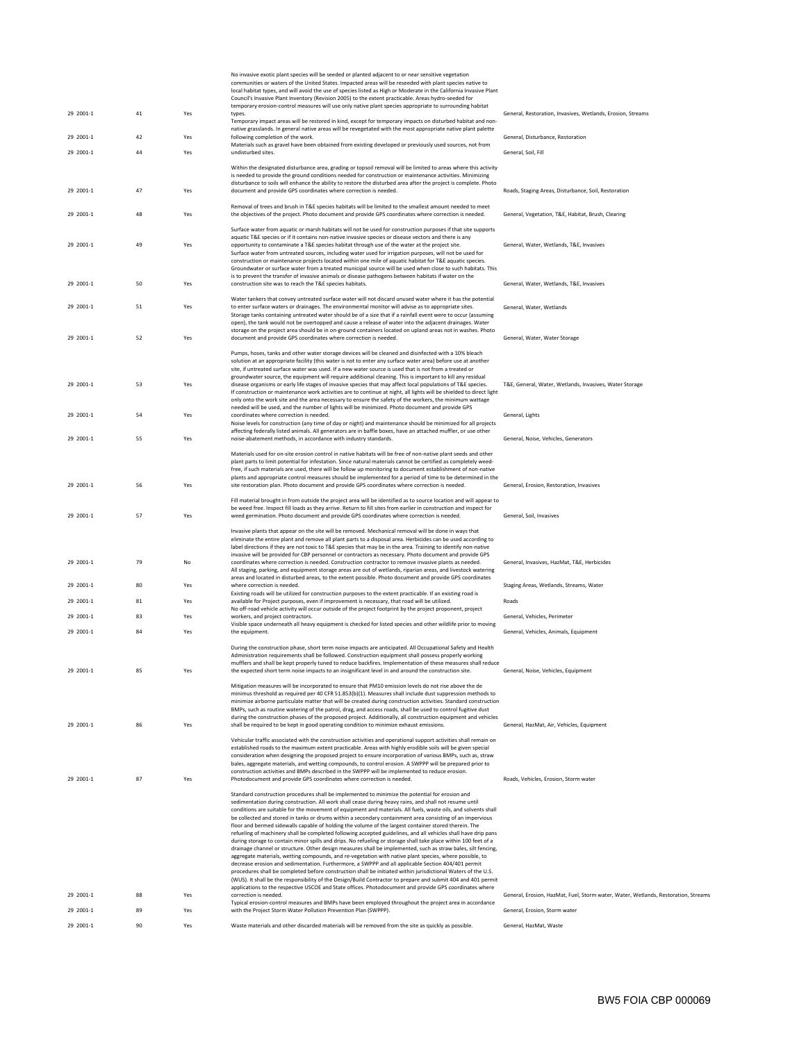| | | | | |
|---|---|---|---|---|
| 29 2001-1 | 41 | Yes | No invasive exotic plant species will be seeded or planted adjacent to or near sensitive vegetation communities or waters of the United States. Impacted areas will be reseeded with plant species native to local habitat types, and will avoid the use of species listed as High or Moderate in the California Invasive Plant Council's Invasive Plant Inventory (Revision 2005) to the extent practicable. Areas hydro-seeded for temporary erosion-control measures will use only native plant species appropriate to surrounding habitat types. | General, Restoration, Invasives, Wetlands, Erosion, Streams |
| 29 2001-1 | 42 | Yes | Temporary impact areas will be restored in kind, except for temporary impacts on disturbed habitat and non-native grasslands. In general native areas will be revegetated with the most appropriate native plant palette following completion of the work. | General, Disturbance, Restoration |
| 29 2001-1 | 44 | Yes | Materials such as gravel have been obtained from existing developed or previously used sources, not from undisturbed sites. | General, Soil, Fill |
| 29 2001-1 | 47 | Yes | Within the designated disturbance area, grading or topsoil removal will be limited to areas where this activity is needed to provide the ground conditions needed for construction or maintenance activities. Minimizing disturbance to soils will enhance the ability to restore the disturbed area after the project is complete. Photo document and provide GPS coordinates where correction is needed. | Roads, Staging Areas, Disturbance, Soil, Restoration |
| 29 2001-1 | 48 | Yes | Removal of trees and brush in T&E species habitats will be limited to the smallest amount needed to meet the objectives of the project. Photo document and provide GPS coordinates where correction is needed. | General, Vegetation, T&E, Habitat, Brush, Clearing |
| 29 2001-1 | 49 | Yes | Surface water from aquatic or marsh habitats will not be used for construction purposes if that site supports aquatic T&E species or if it contains non-native invasive species or disease vectors and there is any opportunity to contaminate a T&E species habitat through use of the water at the project site. | General, Water, Wetlands, T&E, Invasives |
| 29 2001-1 | 50 | Yes | Surface water from untreated sources, including water used for irrigation purposes, will not be used for construction or maintenance projects located within one mile of aquatic habitat for T&E aquatic species. Groundwater or surface water from a treated municipal source will be used when close to such habitats. This is to prevent the transfer of invasive animals or disease pathogens between habitats if water on the construction site was to reach the T&E species habitats. | General, Water, Wetlands, T&E, Invasives |
| 29 2001-1 | 51 | Yes | Water tankers that convey untreated surface water will not discard unused water where it has the potential to enter surface waters or drainages. The environmental monitor will advise as to appropriate sites. | General, Water, Wetlands |
| 29 2001-1 | 52 | Yes | Storage tanks containing untreated water should be of a size that if a rainfall event were to occur (assuming open), the tank would not be overtopped and cause a release of water into the adjacent drainages. Water storage on the project area should be in on-ground containers located on upland areas not in washes. Photo document and provide GPS coordinates where correction is needed. | General, Water, Water Storage |
| 29 2001-1 | 53 | Yes | Pumps, hoses, tanks and other water storage devices will be cleaned and disinfected with a 10% bleach solution at an appropriate facility (this water is not to enter any surface water area) before use at another site, if untreated surface water was used. If a new water source is used that is not from a treated or groundwater source, the equipment will require additional cleaning. This is important to kill any residual disease organisms or early life stages of invasive species that may affect local populations of T&E species. | T&E, General, Water, Wetlands, Invasives, Water Storage |
| 29 2001-1 | 54 | Yes | If construction or maintenance work activities are to continue at night, all lights will be shielded to direct light only onto the work site and the area necessary to ensure the safety of the workers, the minimum wattage needed will be used, and the number of lights will be minimized. Photo document and provide GPS coordinates where correction is needed. | General, Lights |
| 29 2001-1 | 55 | Yes | Noise levels for construction (any time of day or night) and maintenance should be minimized for all projects affecting federally listed animals. All generators are in baffle boxes, have an attached muffler, or use other noise-abatement methods, in accordance with industry standards. | General, Noise, Vehicles, Generators |
| 29 2001-1 | 56 | Yes | Materials used for on-site erosion control in native habitats will be free of non-native plant seeds and other plant parts to limit potential for infestation. Since natural materials cannot be certified as completely weed-free, if such materials are used, there will be follow up monitoring to document establishment of non-native plants and appropriate control measures should be implemented for a period of time to be determined in the site restoration plan. Photo document and provide GPS coordinates where correction is needed. | General, Erosion, Restoration, Invasives |
| 29 2001-1 | 57 | Yes | Fill material brought in from outside the project area will be identified as to source location and will appear to be weed free. Inspect fill loads as they arrive. Return to fill sites from earlier in construction and inspect for weed germination. Photo document and provide GPS coordinates where correction is needed. | General, Soil, Invasives |
| 29 2001-1 | 79 | No | Invasive plants that appear on the site will be removed. Mechanical removal will be done in ways that eliminate the entire plant and remove all plant parts to a disposal area. Herbicides can be used according to label directions if they are not toxic to T&E species that may be in the area. Training to identify non-native invasive will be provided for CBP personnel or contractors as necessary. Photo document and provide GPS coordinates where correction is needed. Construction contractor to remove invasive plants as needed. | General, Invasives, HazMat, T&E, Herbicides |
| 29 2001-1 | 80 | Yes | All staging, parking, and equipment storage areas are out of wetlands, riparian areas, and livestock watering areas and located in disturbed areas, to the extent possible. Photo document and provide GPS coordinates where correction is needed. | Staging Areas, Wetlands, Streams, Water |
| 29 2001-1 | 81 | Yes | Existing roads will be utilized for construction purposes to the extent practicable. If an existing road is available for Project purposes, even if improvement is necessary, that road will be utilized. | Roads |
| 29 2001-1 | 83 | Yes | No off-road vehicle activity will occur outside of the project footprint by the project proponent, project workers, and project contractors. | General, Vehicles, Perimeter |
| 29 2001-1 | 84 | Yes | Visible space underneath all heavy equipment is checked for listed species and other wildlife prior to moving the equipment. | General, Vehicles, Animals, Equipment |
| 29 2001-1 | 85 | Yes | During the construction phase, short term noise impacts are anticipated. All Occupational Safety and Health Administration requirements shall be followed. Construction equipment shall possess properly working mufflers and shall be kept properly tuned to reduce backfires. Implementation of these measures shall reduce the expected short term noise impacts to an insignificant level in and around the construction site. | General, Noise, Vehicles, Equipment |
| 29 2001-1 | 86 | Yes | Mitigation measures will be incorporated to ensure that PM10 emission levels do not rise above the de minimus threshold as required per 40 CFR 51.853(b)(1). Measures shall include dust suppression methods to minimize airborne particulate matter that will be created during construction activities. Standard construction BMPs, such as routine watering of the patrol, drag, and access roads, shall be used to control fugitive dust during the construction phases of the proposed project. Additionally, all construction equipment and vehicles shall be required to be kept in good operating condition to minimize exhaust emissions. | General, HazMat, Air, Vehicles, Equipment |
| 29 2001-1 | 87 | Yes | Vehicular traffic associated with the construction activities and operational support activities shall remain on established roads to the maximum extent practicable. Areas with highly erodible soils will be given special consideration when designing the proposed project to ensure incorporation of various BMPs, such as, straw bales, aggregate materials, and wetting compounds, to control erosion. A SWPPP will be prepared prior to construction activities and BMPs described in the SWPPP will be implemented to reduce erosion. Photodocument and provide GPS coordinates where correction is needed. | Roads, Vehicles, Erosion, Storm water |
| 29 2001-1 | 88 | Yes | Standard construction procedures shall be implemented to minimize the potential for erosion and sedimentation during construction. All work shall cease during heavy rains, and shall not resume until conditions are suitable for the movement of equipment and materials. All fuels, waste oils, and solvents shall be collected and stored in tanks or drums within a secondary containment area consisting of an impervious floor and bermed sidewalls capable of holding the volume of the largest container stored therein. The refueling of machinery shall be completed following accepted guidelines, and all vehicles shall have drip pans during storage to contain minor spills and drips. No refueling or storage shall take place within 100 feet of a drainage channel or structure. Other design measures shall be implemented, such as straw bales, silt fencing, aggregate materials, wetting compounds, and re-vegetation with native plant species, where possible, to decrease erosion and sedimentation. Furthermore, a SWPPP and all applicable Section 404/401 permit procedures shall be completed before construction shall be initiated within jurisdictional Waters of the U.S. (WUS). It shall be the responsibility of the Design/Build Contractor to prepare and submit 404 and 401 permit applications to the respective USCOE and State offices. Photodocument and provide GPS coordinates where correction is needed. | General, Erosion, HazMat, Fuel, Storm water, Water, Wetlands, Restoration, Streams |
| 29 2001-1 | 89 | Yes | Typical erosion-control measures and BMPs have been employed throughout the project area in accordance with the Project Storm Water Pollution Prevention Plan (SWPPP). | General, Erosion, Storm water |
| 29 2001-1 | 90 | Yes | Waste materials and other discarded materials will be removed from the site as quickly as possible. | General, HazMat, Waste |

BW5 FOIA CBP 000069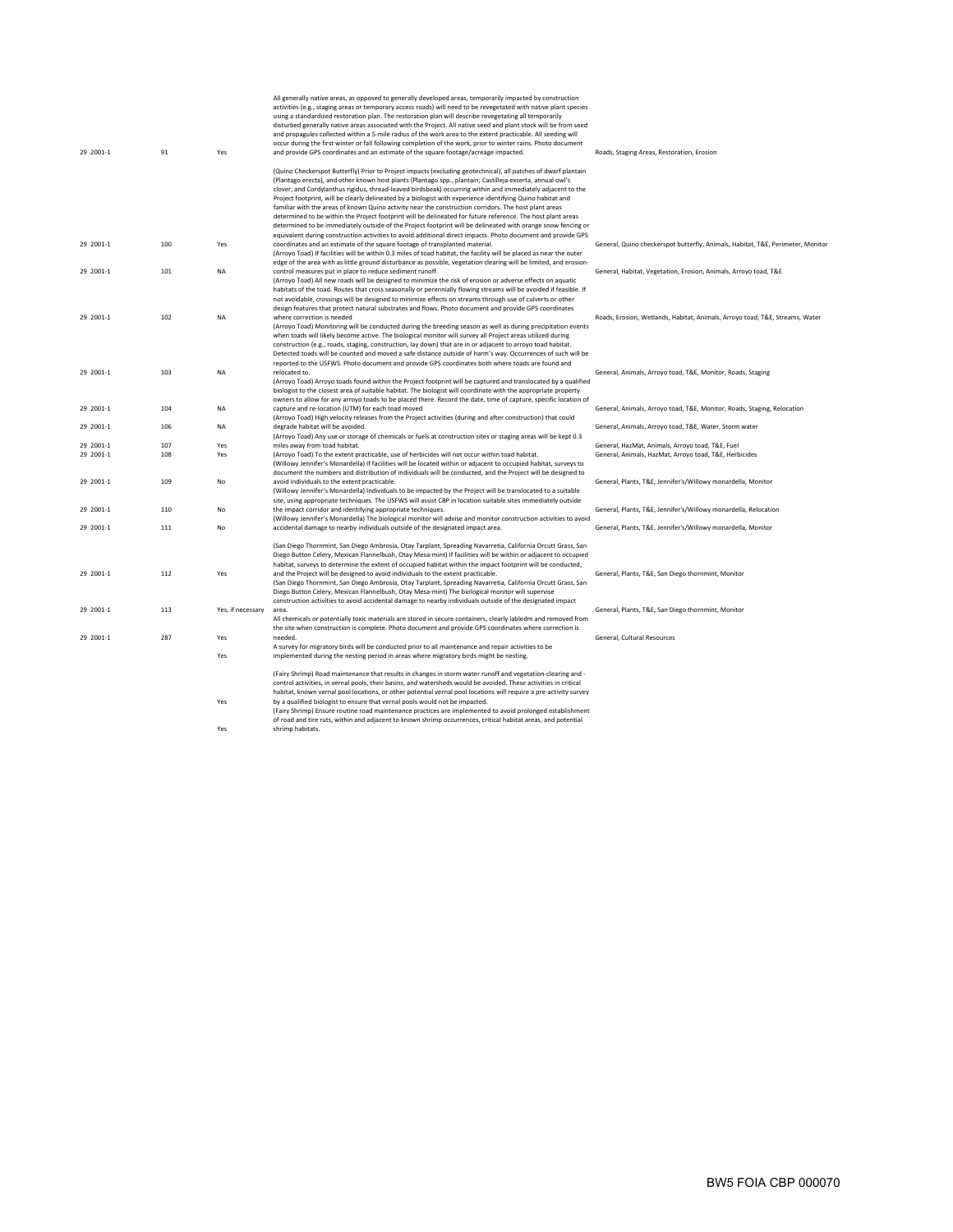| | | | | |
|---|---|---|---|---|
| 29 2001-1 | 91 | Yes | All generally native areas, as opposed to generally developed areas, temporarily impacted by construction activities (e.g., staging areas or temporary access roads) will need to be revegetated with native plant species using a standardized restoration plan. The restoration plan will describe revegetating all temporarily disturbed generally native areas associated with the Project. All native seed and plant stock will be from seed and propagules collected within a 5-mile radius of the work area to the extent practicable. All seeding will occur during the first winter or fall following completion of the work, prior to winter rains. Photo document and provide GPS coordinates and an estimate of the square footage/acreage impacted. | Roads, Staging Areas, Restoration, Erosion |
| 29 2001-1 | 100 | Yes | (Quino Checkerspot Butterfly) Prior to Project impacts (excluding geotechnical), all patches of dwarf plantain (Plantago erecta), and other known host plants (Plantago spp., plantain; Castilleja exserta, annual owl's clover; and Cordylanthus rigidus, thread-leaved birdsbeak) occurring within and immediately adjacent to the Project footprint, will be clearly delineated by a biologist with experience identifying Quino habitat and familiar with the areas of known Quino activity near the construction corridors. The host plant areas determined to be within the Project footprint will be delineated for future reference. The host plant areas determined to be immediately outside of the Project footprint will be delineated with orange snow fencing or equivalent during construction activities to avoid additional direct impacts. Photo document and provide GPS coordinates and an estimate of the square footage of transplanted material. | General, Quino checkerspot butterfly, Animals, Habitat, T&E, Perimeter, Monitor |
| 29 2001-1 | 101 | NA | (Arroyo Toad) If facilities will be within 0.3 miles of toad habitat, the facility will be placed as near the outer edge of the area with as little ground disturbance as possible, vegetation clearing will be limited, and erosion-control measures put in place to reduce sediment runoff. | General, Habitat, Vegetation, Erosion, Animals, Arroyo toad, T&E |
| 29 2001-1 | 102 | NA | (Arroyo Toad) All new roads will be designed to minimize the risk of erosion or adverse effects on aquatic habitats of the toad. Routes that cross seasonally or perennially flowing streams will be avoided if feasible. If not avoidable, crossings will be designed to minimize effects on streams through use of culverts or other design features that protect natural substrates and flows. Photo document and provide GPS coordinates where correction is needed | Roads, Erosion, Wetlands, Habitat, Animals, Arroyo toad, T&E, Streams, Water |
| 29 2001-1 | 103 | NA | (Arroyo Toad) Monitoring will be conducted during the breeding season as well as during precipitation events when toads will likely become active. The biological monitor will survey all Project areas utilized during construction (e.g., roads, staging, construction, lay down) that are in or adjacent to arroyo toad habitat. Detected toads will be counted and moved a safe distance outside of harm's way. Occurrences of such will be reported to the USFWS. Photo document and provide GPS coordinates both where toads are found and relocated to. | General, Animals, Arroyo toad, T&E, Monitor, Roads, Staging |
| 29 2001-1 | 104 | NA | (Arroyo Toad) Arroyo toads found within the Project footprint will be captured and translocated by a qualified biologist to the closest area of suitable habitat. The biologist will coordinate with the appropriate property owners to allow for any arroyo toads to be placed there. Record the date, time of capture, specific location of capture and re-location (UTM) for each toad moved | General, Animals, Arroyo toad, T&E, Monitor, Roads, Staging, Relocation |
| 29 2001-1 | 106 | NA | (Arroyo Toad) High velocity releases from the Project activities (during and after construction) that could degrade habitat will be avoided. | General, Animals, Arroyo toad, T&E, Water, Storm water |
| 29 2001-1 | 107 | Yes | (Arroyo Toad) Any use or storage of chemicals or fuels at construction sites or staging areas will be kept 0.3 miles away from toad habitat. | General, HazMat, Animals, Arroyo toad, T&E, Fuel |
| 29 2001-1 | 108 | Yes | (Arroyo Toad) To the extent practicable, use of herbicides will not occur within toad habitat. | General, Animals, HazMat, Arroyo toad, T&E, Herbicides |
| 29 2001-1 | 109 | No | (Willowy Jennifer's Monardella) If facilities will be located within or adjacent to occupied habitat, surveys to document the numbers and distribution of individuals will be conducted, and the Project will be designed to avoid individuals to the extent practicable. | General, Plants, T&E, Jennifer's/Willowy monardella, Monitor |
| 29 2001-1 | 110 | No | (Willowy Jennifer's Monardella) Individuals to be impacted by the Project will be translocated to a suitable site, using appropriate techniques. The USFWS will assist CBP in location suitable sites immediately outside the impact corridor and identifying appropriate techniques. | General, Plants, T&E, Jennifer's/Willowy monardella, Relocation |
| 29 2001-1 | 111 | No | (Willowy Jennifer's Monardella) The biological monitor will advise and monitor construction activities to avoid accidental damage to nearby individuals outside of the designated impact area. | General, Plants, T&E, Jennifer's/Willowy monardella, Monitor |
| 29 2001-1 | 112 | Yes | (San Diego Thornmint, San Diego Ambrosia, Otay Tarplant, Spreading Navarretia, California Orcutt Grass, San Diego Button Celery, Mexican Flannelbush, Otay Mesa-mint) If facilities will be within or adjacent to occupied habitat, surveys to determine the extent of occupied habitat within the impact footprint will be conducted, and the Project will be designed to avoid individuals to the extent practicable. | General, Plants, T&E, San Diego thornmint, Monitor |
| 29 2001-1 | 113 | Yes, if necessary | (San Diego Thornmint, San Diego Ambrosia, Otay Tarplant, Spreading Navarretia, California Orcutt Grass, San Diego Button Celery, Mexican Flannelbush, Otay Mesa-mint) The biological monitor will supervise construction activities to avoid accidental damage to nearby individuals outside of the designated impact area. | General, Plants, T&E, San Diego thornmint, Monitor |
| 29 2001-1 | 287 | Yes | All chemicals or potentially toxic materials are stored in secure containers, clearly labledm and removed from the site when construction is complete. Photo document and provide GPS coordinates where correction is needed. | General, Cultural Resources |
| | | Yes | A survey for migratory birds will be conducted prior to all maintenance and repair activities to be implemented during the nesting period in areas where migratory birds might be nesting. | |
| | | Yes | (Fairy Shrimp) Road maintenance that results in changes in storm water runoff and vegetation-clearing and -control activities, in vernal pools, their basins, and watersheds would be avoided. These activities in critical habitat, known vernal pool locations, or other potential vernal pool locations will require a pre-activity survey by a qualified biologist to ensure that vernal pools would not be impacted. | |
| | | Yes | (Fairy Shrimp) Ensure routine road maintenance practices are implemented to avoid prolonged establishment of road and tire ruts, within and adjacent to known shrimp occurrences, critical habitat areas, and potential shrimp habitats. | |

BW5 FOIA CBP 000070